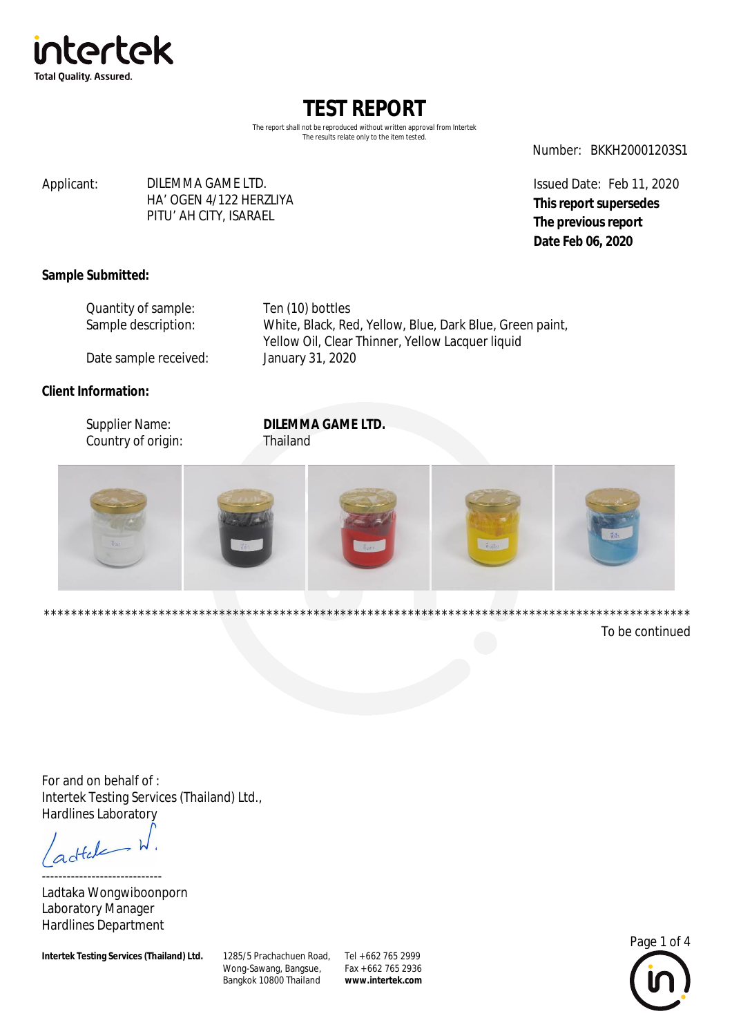# TEST REPORT

The report shall not be reproduced without written approval from Intertek
The results relate only to the item tested.

Number: BKKH20001203S1

Applicant: DILEMMA GAME LTD.
HA' OGEN 4/122 HERZLIYA
PITU' AH CITY, ISARAEL

Issued Date: Feb 11, 2020
**This report supersedes**
**The previous report**
**Date Feb 06, 2020**

**Sample Submitted:**

Quantity of sample: Ten (10) bottles
Sample description: White, Black, Red, Yellow, Blue, Dark Blue, Green paint, Yellow Oil, Clear Thinner, Yellow Lacquer liquid
Date sample received: January 31, 2020

**Client Information:**

Supplier Name: **DILEMMA GAME LTD.**
Country of origin: Thailand

****************************************************************************************************

To be continued

For and on behalf of :
Intertek Testing Services (Thailand) Ltd.,
Hardlines Laboratory

-----------------------------
Ladtaka Wongwiboonporn
Laboratory Manager
Hardlines Department

**Intertek Testing Services (Thailand) Ltd.** 1285/5 Prachachuen Road, Wong-Sawang, Bangsue, Bangkok 10800 Thailand Tel +662 765 2999 Fax +662 765 2936 **www.intertek.com**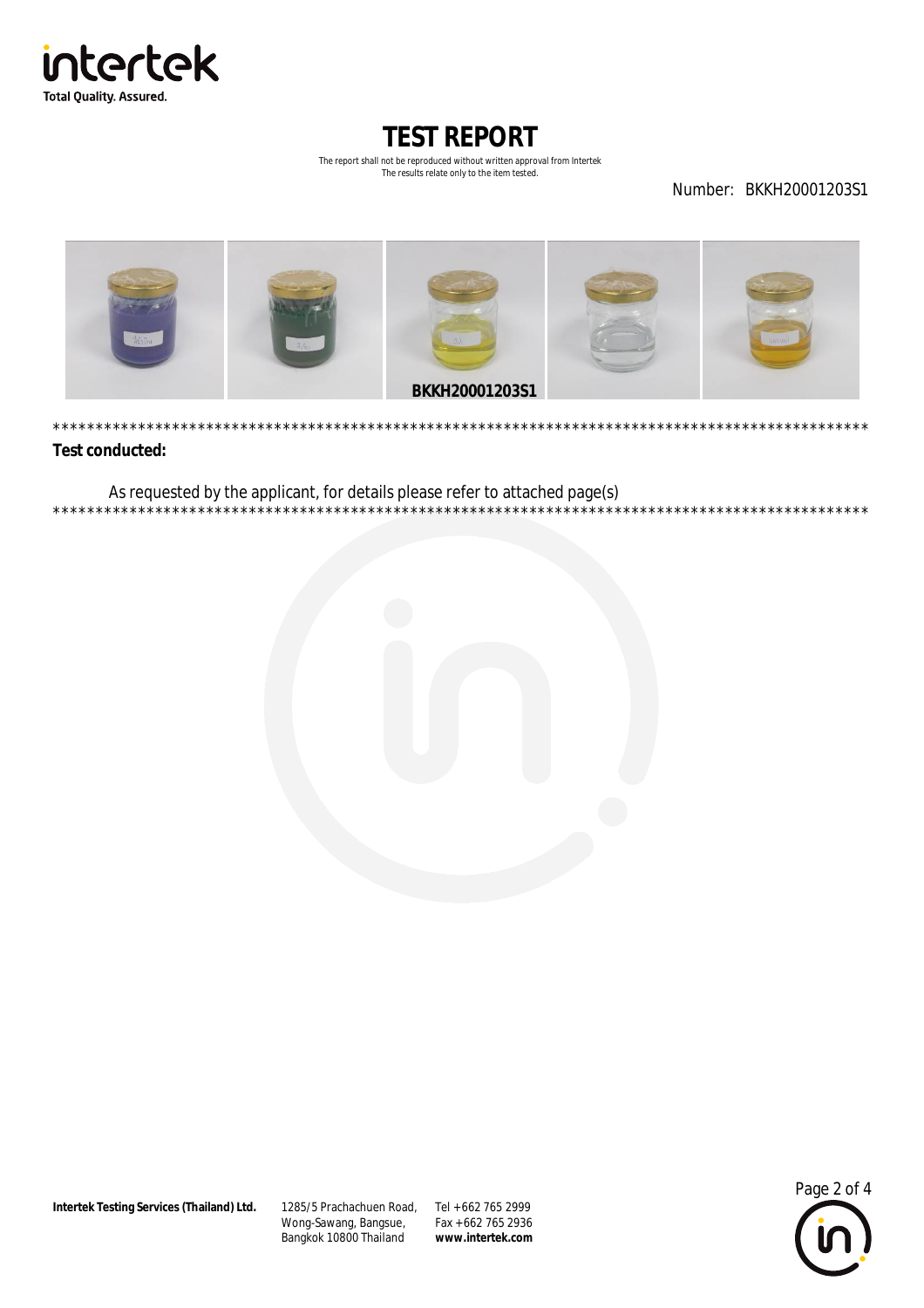# TEST REPORT

The report shall not be reproduced without written approval from Intertek
The results relate only to the item tested.

Number: BKKH20001203S1

BKKH20001203S1

****************************************************************************************************

**Test conducted:**

As requested by the applicant, for details please refer to attached page(s)

****************************************************************************************************

**Intertek Testing Services (Thailand) Ltd.** 1285/5 Prachachuen Road, Wong-Sawang, Bangsue, Bangkok 10800 Thailand Tel +662 765 2999 Fax +662 765 2936 **www.intertek.com**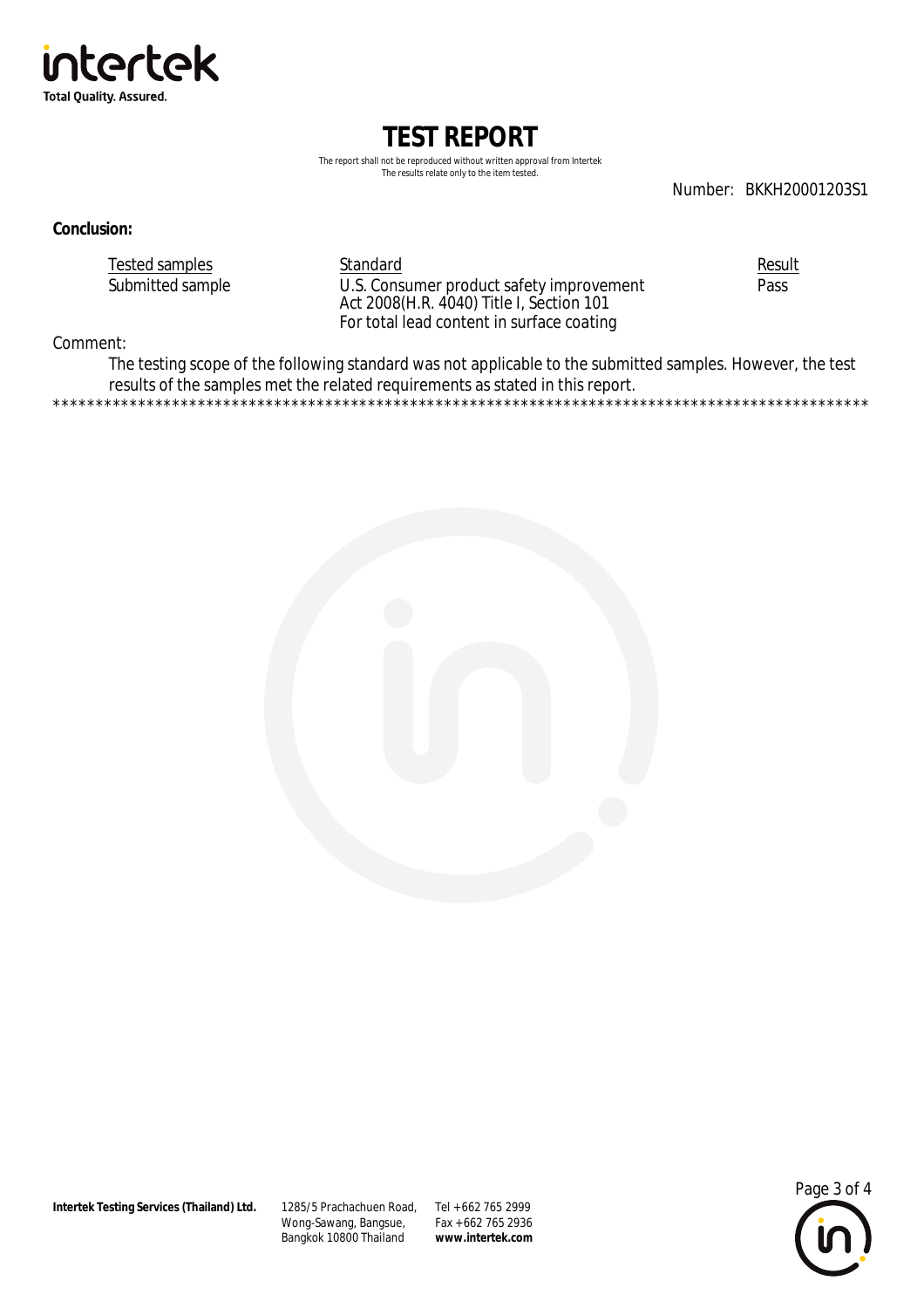# TEST REPORT

The report shall not be reproduced without written approval from Intertek
The results relate only to the item tested.

Number: BKKH20001203S1

**Conclusion:**

| Tested samples | Standard | Result |
|---|---|---|
| Submitted sample | U.S. Consumer product safety improvement Act 2008(H.R. 4040) Title I, Section 101 For total lead content in surface coating | Pass |

Comment:

The testing scope of the following standard was not applicable to the submitted samples. However, the test results of the samples met the related requirements as stated in this report.

****************************************************************************************************

**Intertek Testing Services (Thailand) Ltd.** 1285/5 Prachachuen Road, Wong-Sawang, Bangsue, Bangkok 10800 Thailand Tel +662 765 2999 Fax +662 765 2936 **www.intertek.com**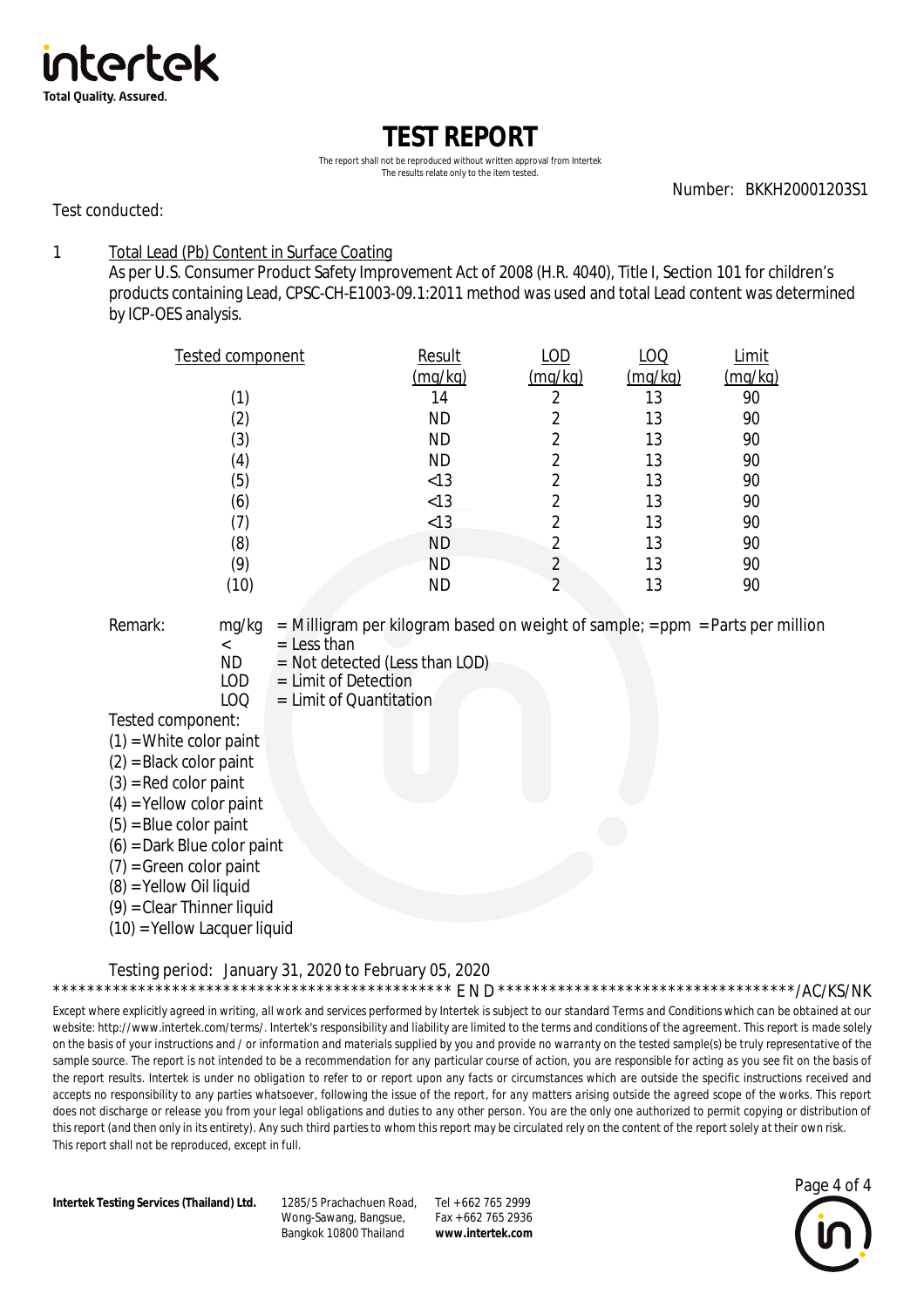# TEST REPORT

The report shall not be reproduced without written approval from Intertek
The results relate only to the item tested.

Number: BKKH20001203S1

Test conducted:

1 Total Lead (Pb) Content in Surface Coating

As per U.S. Consumer Product Safety Improvement Act of 2008 (H.R. 4040), Title I, Section 101 for children's products containing Lead, CPSC-CH-E1003-09.1:2011 method was used and total Lead content was determined by ICP-OES analysis.

| Tested component | Result (mg/kg) | LOD (mg/kg) | LOQ (mg/kg) | Limit (mg/kg) |
|---|---|---|---|---|
| (1) | 14 | 2 | 13 | 90 |
| (2) | ND | 2 | 13 | 90 |
| (3) | ND | 2 | 13 | 90 |
| (4) | ND | 2 | 13 | 90 |
| (5) | <13 | 2 | 13 | 90 |
| (6) | <13 | 2 | 13 | 90 |
| (7) | <13 | 2 | 13 | 90 |
| (8) | ND | 2 | 13 | 90 |
| (9) | ND | 2 | 13 | 90 |
| (10) | ND | 2 | 13 | 90 |

Remark:
- mg/kg = Milligram per kilogram based on weight of sample; = ppm = Parts per million
- < = Less than
- ND = Not detected (Less than LOD)
- LOD = Limit of Detection
- LOQ = Limit of Quantitation

Tested component:
(1) = White color paint
(2) = Black color paint
(3) = Red color paint
(4) = Yellow color paint
(5) = Blue color paint
(6) = Dark Blue color paint
(7) = Green color paint
(8) = Yellow Oil liquid
(9) = Clear Thinner liquid
(10) = Yellow Lacquer liquid

Testing period: January 31, 2020 to February 05, 2020

*********************************************** E N D ***********************************/AC/KS/NK

*Except where explicitly agreed in writing, all work and services performed by Intertek is subject to our standard Terms and Conditions which can be obtained at our website: http://www.intertek.com/terms/. Intertek's responsibility and liability are limited to the terms and conditions of the agreement. This report is made solely on the basis of your instructions and / or information and materials supplied by you and provide no warranty on the tested sample(s) be truly representative of the sample source. The report is not intended to be a recommendation for any particular course of action, you are responsible for acting as you see fit on the basis of the report results. Intertek is under no obligation to refer to or report upon any facts or circumstances which are outside the specific instructions received and accepts no responsibility to any parties whatsoever, following the issue of the report, for any matters arising outside the agreed scope of the works. This report does not discharge or release you from your legal obligations and duties to any other person. You are the only one authorized to permit copying or distribution of this report (and then only in its entirety). Any such third parties to whom this report may be circulated rely on the content of the report solely at their own risk. This report shall not be reproduced, except in full.*

**Intertek Testing Services (Thailand) Ltd.** 1285/5 Prachachuen Road, Wong-Sawang, Bangsue, Bangkok 10800 Thailand Tel +662 765 2999 Fax +662 765 2936 **www.intertek.com**